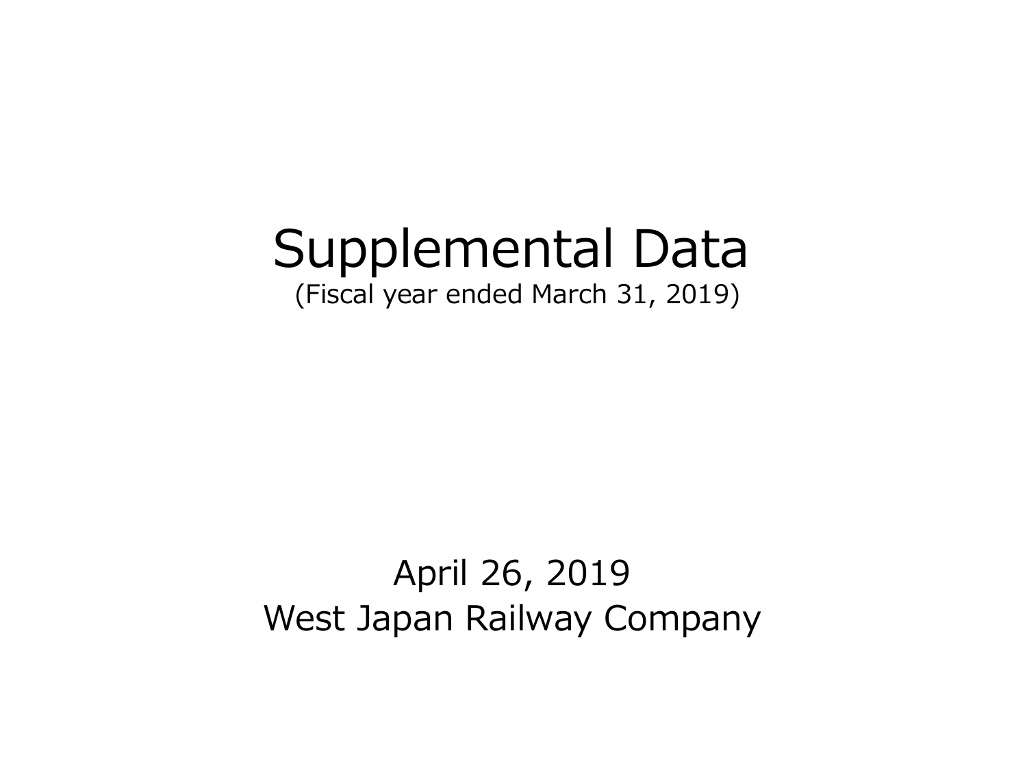# Supplemental Data

(Fiscal year ended March 31, 2019)

April 26, 2019

West Japan Railway Company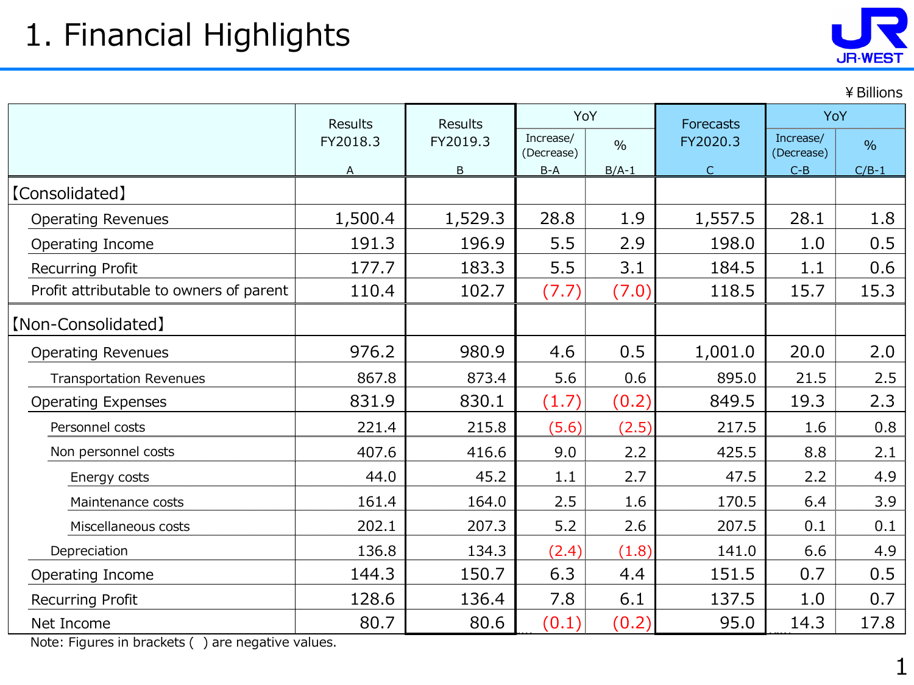# 1. Financial Highlights

¥ Billions

| | Results FY2018.3 A | Results FY2019.3 B | YoY Increase/(Decrease) B-A | YoY % B/A-1 | Forecasts FY2020.3 C | YoY Increase/(Decrease) C-B | YoY % C/B-1 |
|---|---|---|---|---|---|---|---|
| 【Consolidated】 | | | | | | | |
| Operating Revenues | 1,500.4 | 1,529.3 | 28.8 | 1.9 | 1,557.5 | 28.1 | 1.8 |
| Operating Income | 191.3 | 196.9 | 5.5 | 2.9 | 198.0 | 1.0 | 0.5 |
| Recurring Profit | 177.7 | 183.3 | 5.5 | 3.1 | 184.5 | 1.1 | 0.6 |
| Profit attributable to owners of parent | 110.4 | 102.7 | (7.7) | (7.0) | 118.5 | 15.7 | 15.3 |
| 【Non-Consolidated】 | | | | | | | |
| Operating Revenues | 976.2 | 980.9 | 4.6 | 0.5 | 1,001.0 | 20.0 | 2.0 |
| Transportation Revenues | 867.8 | 873.4 | 5.6 | 0.6 | 895.0 | 21.5 | 2.5 |
| Operating Expenses | 831.9 | 830.1 | (1.7) | (0.2) | 849.5 | 19.3 | 2.3 |
| Personnel costs | 221.4 | 215.8 | (5.6) | (2.5) | 217.5 | 1.6 | 0.8 |
| Non personnel costs | 407.6 | 416.6 | 9.0 | 2.2 | 425.5 | 8.8 | 2.1 |
| Energy costs | 44.0 | 45.2 | 1.1 | 2.7 | 47.5 | 2.2 | 4.9 |
| Maintenance costs | 161.4 | 164.0 | 2.5 | 1.6 | 170.5 | 6.4 | 3.9 |
| Miscellaneous costs | 202.1 | 207.3 | 5.2 | 2.6 | 207.5 | 0.1 | 0.1 |
| Depreciation | 136.8 | 134.3 | (2.4) | (1.8) | 141.0 | 6.6 | 4.9 |
| Operating Income | 144.3 | 150.7 | 6.3 | 4.4 | 151.5 | 0.7 | 0.5 |
| Recurring Profit | 128.6 | 136.4 | 7.8 | 6.1 | 137.5 | 1.0 | 0.7 |
| Net Income | 80.7 | 80.6 | (0.1) | (0.2) | 95.0 | 14.3 | 17.8 |

Note: Figures in brackets ( ) are negative values.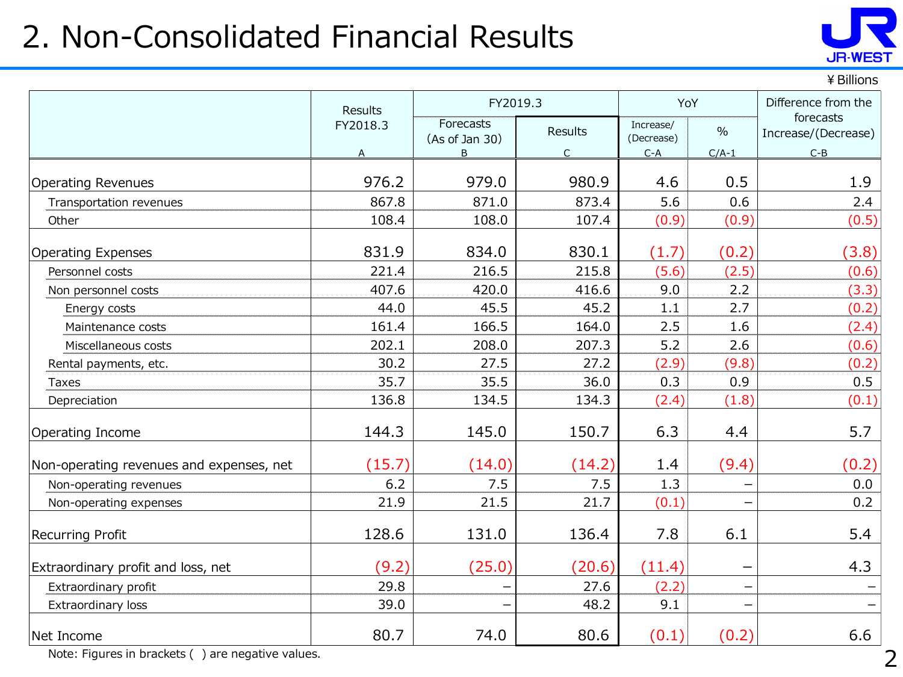# 2. Non-Consolidated Financial Results

¥Billions

| | Results FY2018.3 | FY2019.3 | | YoY | | Difference from the forecasts Increase/(Decrease) |
|---|---|---|---|---|---|---|
| | | Forecasts (As of Jan 30) | Results | Increase/ (Decrease) | % | |
| | A | B | C | C-A | C/A-1 | C-B |
| Operating Revenues | 976.2 | 979.0 | 980.9 | 4.6 | 0.5 | 1.9 |
| Transportation revenues | 867.8 | 871.0 | 873.4 | 5.6 | 0.6 | 2.4 |
| Other | 108.4 | 108.0 | 107.4 | (0.9) | (0.9) | (0.5) |
| Operating Expenses | 831.9 | 834.0 | 830.1 | (1.7) | (0.2) | (3.8) |
| Personnel costs | 221.4 | 216.5 | 215.8 | (5.6) | (2.5) | (0.6) |
| Non personnel costs | 407.6 | 420.0 | 416.6 | 9.0 | 2.2 | (3.3) |
| Energy costs | 44.0 | 45.5 | 45.2 | 1.1 | 2.7 | (0.2) |
| Maintenance costs | 161.4 | 166.5 | 164.0 | 2.5 | 1.6 | (2.4) |
| Miscellaneous costs | 202.1 | 208.0 | 207.3 | 5.2 | 2.6 | (0.6) |
| Rental payments, etc. | 30.2 | 27.5 | 27.2 | (2.9) | (9.8) | (0.2) |
| Taxes | 35.7 | 35.5 | 36.0 | 0.3 | 0.9 | 0.5 |
| Depreciation | 136.8 | 134.5 | 134.3 | (2.4) | (1.8) | (0.1) |
| Operating Income | 144.3 | 145.0 | 150.7 | 6.3 | 4.4 | 5.7 |
| Non-operating revenues and expenses, net | (15.7) | (14.0) | (14.2) | 1.4 | (9.4) | (0.2) |
| Non-operating revenues | 6.2 | 7.5 | 7.5 | 1.3 | – | 0.0 |
| Non-operating expenses | 21.9 | 21.5 | 21.7 | (0.1) | – | 0.2 |
| Recurring Profit | 128.6 | 131.0 | 136.4 | 7.8 | 6.1 | 5.4 |
| Extraordinary profit and loss, net | (9.2) | (25.0) | (20.6) | (11.4) | – | 4.3 |
| Extraordinary profit | 29.8 | – | 27.6 | (2.2) | – | – |
| Extraordinary loss | 39.0 | – | 48.2 | 9.1 | – | – |
| Net Income | 80.7 | 74.0 | 80.6 | (0.1) | (0.2) | 6.6 |

Note: Figures in brackets ( ) are negative values.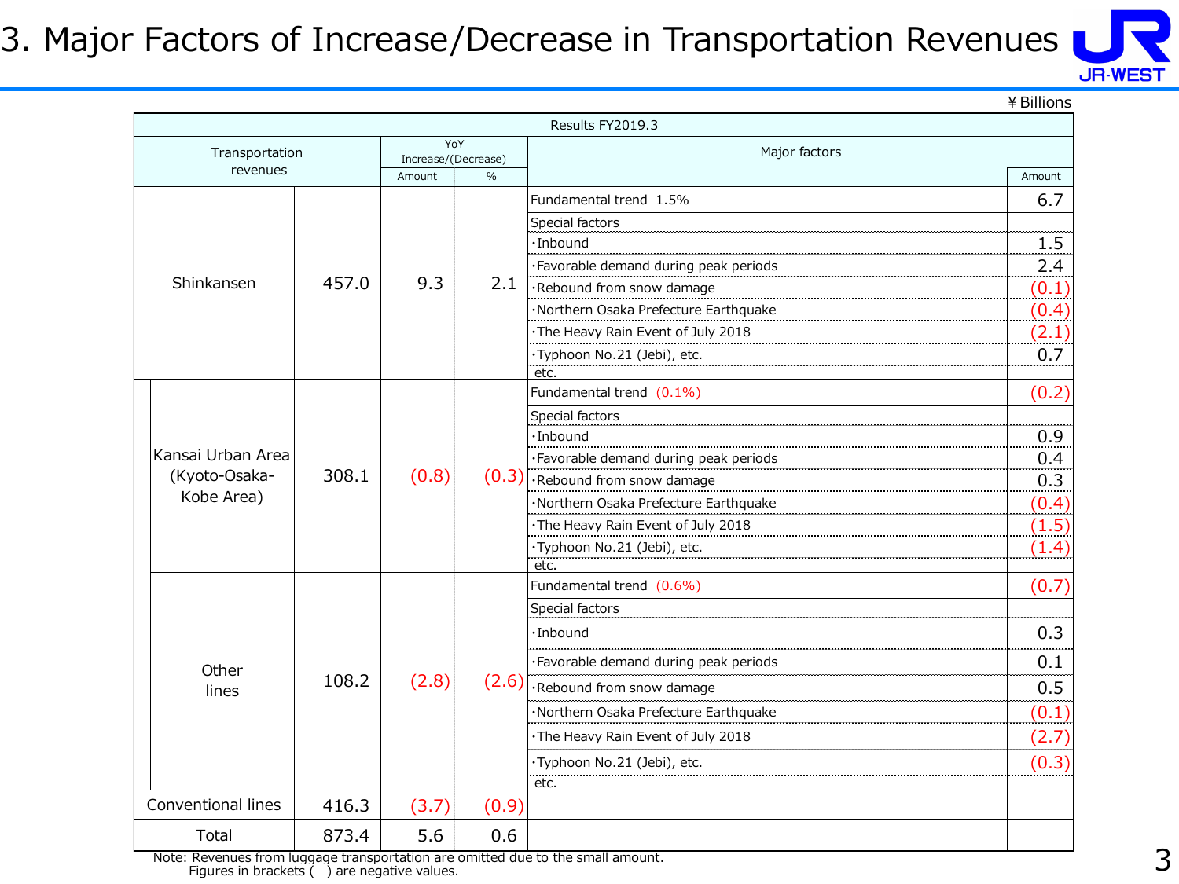# 3. Major Factors of Increase/Decrease in Transportation Revenues

¥ Billions

| Results FY2019.3 | | | | | |
|---|---|---|---|---|---|
| Transportation revenues | | YoY Increase/(Decrease) Amount | % | Major factors | Amount |
| Shinkansen | 457.0 | 9.3 | 2.1 | Fundamental trend 1.5% | 6.7 |
| | | | | Special factors | |
| | | | | ･Inbound | 1.5 |
| | | | | ･Favorable demand during peak periods | 2.4 |
| | | | | ･Rebound from snow damage | (0.1) |
| | | | | ･Northern Osaka Prefecture Earthquake | (0.4) |
| | | | | ･The Heavy Rain Event of July 2018 | (2.1) |
| | | | | ･Typhoon No.21 (Jebi), etc. | 0.7 |
| | | | | etc. | |
| Kansai Urban Area (Kyoto-Osaka-Kobe Area) | 308.1 | (0.8) | (0.3) | Fundamental trend (0.1%) | (0.2) |
| | | | | Special factors | |
| | | | | ･Inbound | 0.9 |
| | | | | ･Favorable demand during peak periods | 0.4 |
| | | | | ･Rebound from snow damage | 0.3 |
| | | | | ･Northern Osaka Prefecture Earthquake | (0.4) |
| | | | | ･The Heavy Rain Event of July 2018 | (1.5) |
| | | | | ･Typhoon No.21 (Jebi), etc. | (1.4) |
| | | | | etc. | |
| Other lines | 108.2 | (2.8) | (2.6) | Fundamental trend (0.6%) | (0.7) |
| | | | | Special factors | |
| | | | | ･Inbound | 0.3 |
| | | | | ･Favorable demand during peak periods | 0.1 |
| | | | | ･Rebound from snow damage | 0.5 |
| | | | | ･Northern Osaka Prefecture Earthquake | (0.1) |
| | | | | ･The Heavy Rain Event of July 2018 | (2.7) |
| | | | | ･Typhoon No.21 (Jebi), etc. | (0.3) |
| | | | | etc. | |
| Conventional lines | 416.3 | (3.7) | (0.9) | | |
| Total | 873.4 | 5.6 | 0.6 | | |

Note: Revenues from luggage transportation are omitted due to the small amount.
Figures in brackets ( ) are negative values.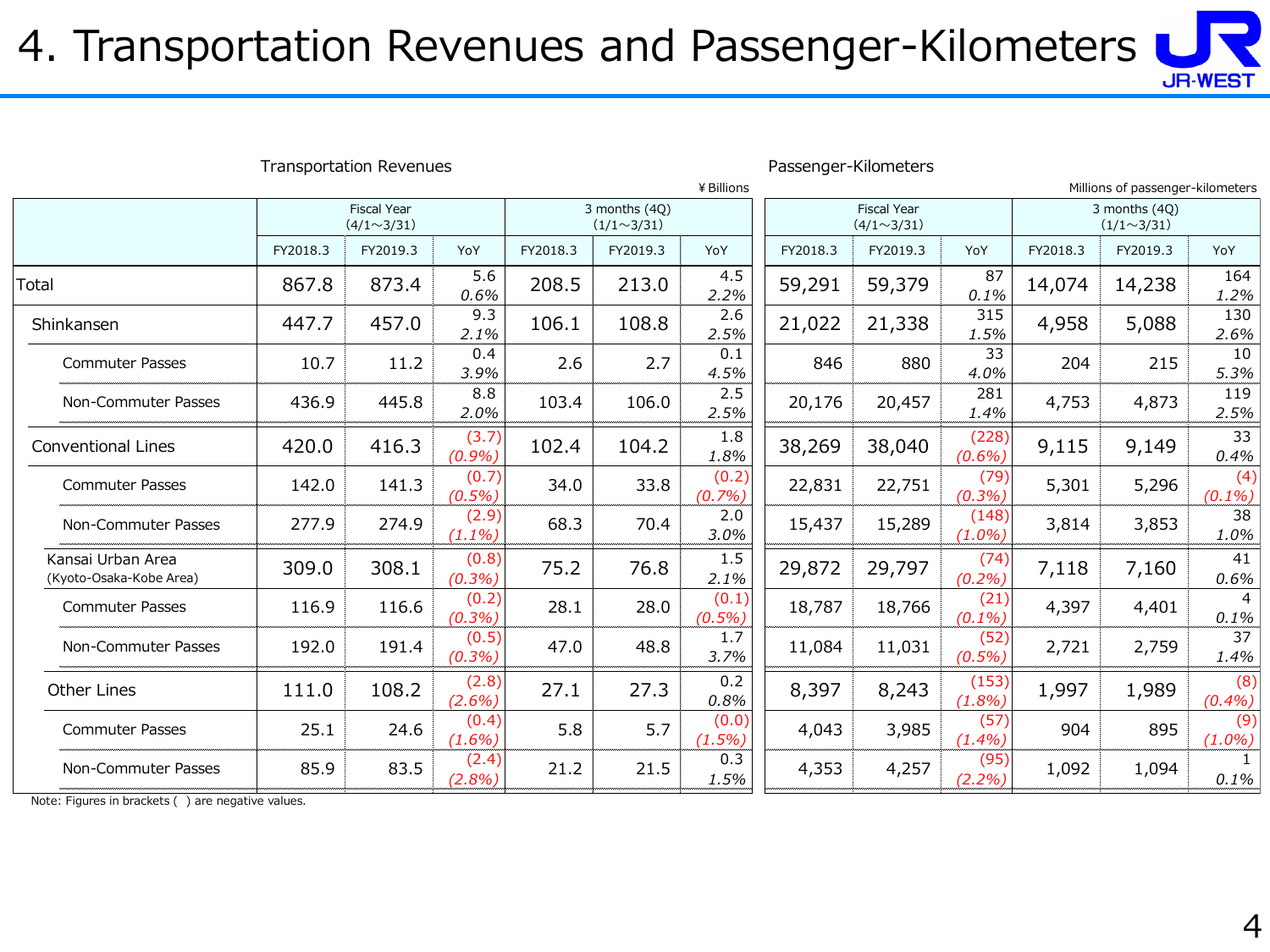# 4. Transportation Revenues and Passenger-Kilometers

Transportation Revenues (¥ Billions) / Passenger-Kilometers (Millions of passenger-kilometers)

| | Transportation Revenues | | | | | | Passenger-Kilometers | | | | | |
|---|---|---|---|---|---|---|---|---|---|---|---|---|
| | Fiscal Year (4/1～3/31) | | | 3 months (4Q) (1/1～3/31) | | | Fiscal Year (4/1～3/31) | | | 3 months (4Q) (1/1～3/31) | | |
| | FY2018.3 | FY2019.3 | YoY | FY2018.3 | FY2019.3 | YoY | FY2018.3 | FY2019.3 | YoY | FY2018.3 | FY2019.3 | YoY |
| Total | 867.8 | 873.4 | 5.6 *0.6%* | 208.5 | 213.0 | 4.5 *2.2%* | 59,291 | 59,379 | 87 *0.1%* | 14,074 | 14,238 | 164 *1.2%* |
| Shinkansen | 447.7 | 457.0 | 9.3 *2.1%* | 106.1 | 108.8 | 2.6 *2.5%* | 21,022 | 21,338 | 315 *1.5%* | 4,958 | 5,088 | 130 *2.6%* |
| Commuter Passes | 10.7 | 11.2 | 0.4 *3.9%* | 2.6 | 2.7 | 0.1 *4.5%* | 846 | 880 | 33 *4.0%* | 204 | 215 | 10 *5.3%* |
| Non-Commuter Passes | 436.9 | 445.8 | 8.8 *2.0%* | 103.4 | 106.0 | 2.5 *2.5%* | 20,176 | 20,457 | 281 *1.4%* | 4,753 | 4,873 | 119 *2.5%* |
| Conventional Lines | 420.0 | 416.3 | (3.7) *(0.9%)* | 102.4 | 104.2 | 1.8 *1.8%* | 38,269 | 38,040 | (228) *(0.6%)* | 9,115 | 9,149 | 33 *0.4%* |
| Commuter Passes | 142.0 | 141.3 | (0.7) *(0.5%)* | 34.0 | 33.8 | (0.2) *(0.7%)* | 22,831 | 22,751 | (79) *(0.3%)* | 5,301 | 5,296 | (4) *(0.1%)* |
| Non-Commuter Passes | 277.9 | 274.9 | (2.9) *(1.1%)* | 68.3 | 70.4 | 2.0 *3.0%* | 15,437 | 15,289 | (148) *(1.0%)* | 3,814 | 3,853 | 38 *1.0%* |
| Kansai Urban Area (Kyoto-Osaka-Kobe Area) | 309.0 | 308.1 | (0.8) *(0.3%)* | 75.2 | 76.8 | 1.5 *2.1%* | 29,872 | 29,797 | (74) *(0.2%)* | 7,118 | 7,160 | 41 *0.6%* |
| Commuter Passes | 116.9 | 116.6 | (0.2) *(0.3%)* | 28.1 | 28.0 | (0.1) *(0.5%)* | 18,787 | 18,766 | (21) *(0.1%)* | 4,397 | 4,401 | 4 *0.1%* |
| Non-Commuter Passes | 192.0 | 191.4 | (0.5) *(0.3%)* | 47.0 | 48.8 | 1.7 *3.7%* | 11,084 | 11,031 | (52) *(0.5%)* | 2,721 | 2,759 | 37 *1.4%* |
| Other Lines | 111.0 | 108.2 | (2.8) *(2.6%)* | 27.1 | 27.3 | 0.2 *0.8%* | 8,397 | 8,243 | (153) *(1.8%)* | 1,997 | 1,989 | (8) *(0.4%)* |
| Commuter Passes | 25.1 | 24.6 | (0.4) *(1.6%)* | 5.8 | 5.7 | (0.0) *(1.5%)* | 4,043 | 3,985 | (57) *(1.4%)* | 904 | 895 | (9) *(1.0%)* |
| Non-Commuter Passes | 85.9 | 83.5 | (2.4) *(2.8%)* | 21.2 | 21.5 | 0.3 *1.5%* | 4,353 | 4,257 | (95) *(2.2%)* | 1,092 | 1,094 | 1 *0.1%* |

Note: Figures in brackets ( ) are negative values.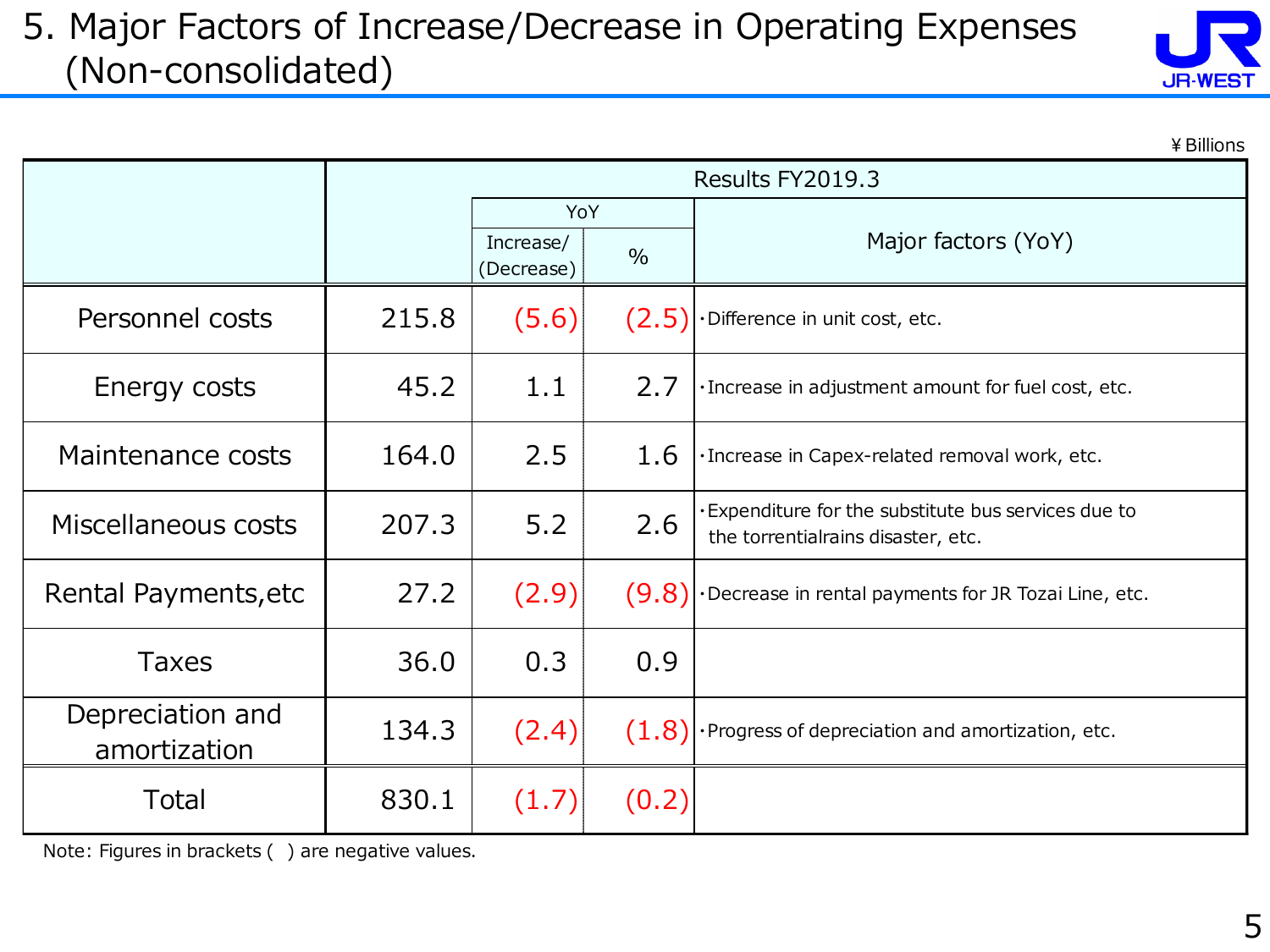# 5. Major Factors of Increase/Decrease in Operating Expenses (Non-consolidated)

¥Billions

| | Results FY2019.3 | | | |
|---|---|---|---|---|
| | | YoY | | Major factors (YoY) |
| | | Increase/ (Decrease) | % | |
| Personnel costs | 215.8 | (5.6) | (2.5) | ・Difference in unit cost, etc. |
| Energy costs | 45.2 | 1.1 | 2.7 | ・Increase in adjustment amount for fuel cost, etc. |
| Maintenance costs | 164.0 | 2.5 | 1.6 | ・Increase in Capex-related removal work, etc. |
| Miscellaneous costs | 207.3 | 5.2 | 2.6 | ・Expenditure for the substitute bus services due to the torrentialrains disaster, etc. |
| Rental Payments,etc | 27.2 | (2.9) | (9.8) | ・Decrease in rental payments for JR Tozai Line, etc. |
| Taxes | 36.0 | 0.3 | 0.9 | |
| Depreciation and amortization | 134.3 | (2.4) | (1.8) | ・Progress of depreciation and amortization, etc. |
| Total | 830.1 | (1.7) | (0.2) | |

Note: Figures in brackets ( ) are negative values.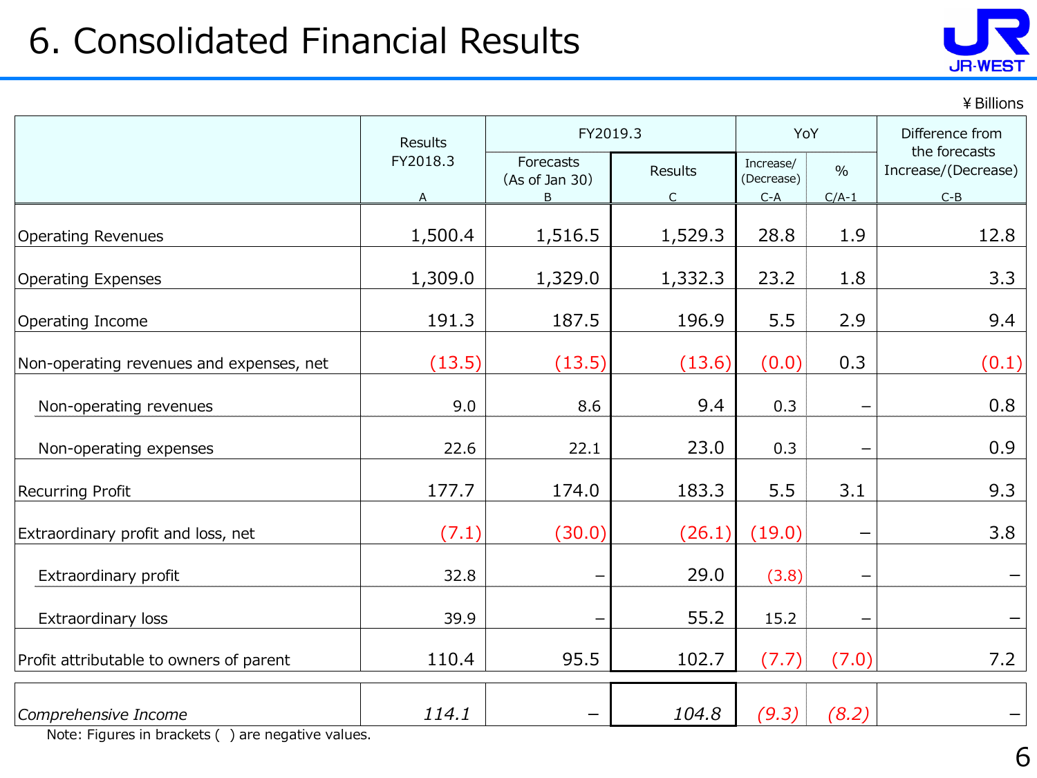# 6. Consolidated Financial Results

¥Billions

| | Results FY2018.3 | FY2019.3 | | YoY | | Difference from the forecasts Increase/(Decrease) |
|---|---|---|---|---|---|---|
| | | Forecasts (As of Jan 30) | Results | Increase/ (Decrease) | % | |
| | A | B | C | C-A | C/A-1 | C-B |
| Operating Revenues | 1,500.4 | 1,516.5 | 1,529.3 | 28.8 | 1.9 | 12.8 |
| Operating Expenses | 1,309.0 | 1,329.0 | 1,332.3 | 23.2 | 1.8 | 3.3 |
| Operating Income | 191.3 | 187.5 | 196.9 | 5.5 | 2.9 | 9.4 |
| Non-operating revenues and expenses, net | (13.5) | (13.5) | (13.6) | (0.0) | 0.3 | (0.1) |
| Non-operating revenues | 9.0 | 8.6 | 9.4 | 0.3 | – | 0.8 |
| Non-operating expenses | 22.6 | 22.1 | 23.0 | 0.3 | – | 0.9 |
| Recurring Profit | 177.7 | 174.0 | 183.3 | 5.5 | 3.1 | 9.3 |
| Extraordinary profit and loss, net | (7.1) | (30.0) | (26.1) | (19.0) | – | 3.8 |
| Extraordinary profit | 32.8 | – | 29.0 | (3.8) | – | – |
| Extraordinary loss | 39.9 | – | 55.2 | 15.2 | – | – |
| Profit attributable to owners of parent | 110.4 | 95.5 | 102.7 | (7.7) | (7.0) | 7.2 |
| *Comprehensive Income* | *114.1* | – | *104.8* | *(9.3)* | *(8.2)* | – |

Note: Figures in brackets ( ) are negative values.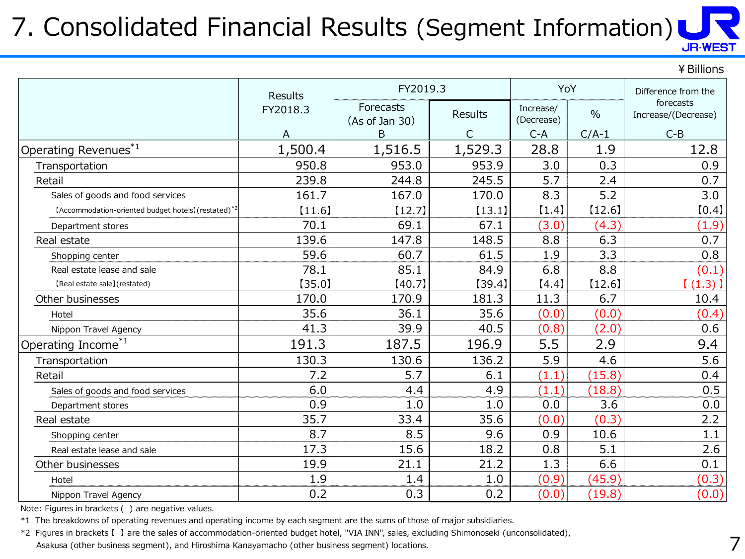# 7. Consolidated Financial Results (Segment Information)

¥ Billions

| | Results FY2018.3 | FY2019.3 | | YoY | | Difference from the forecasts Increase/(Decrease) |
|---|---|---|---|---|---|---|
| | | Forecasts (As of Jan 30) | Results | Increase/ (Decrease) | % | |
| | A | B | C | C-A | C/A-1 | C-B |
| Operating Revenues*1 | 1,500.4 | 1,516.5 | 1,529.3 | 28.8 | 1.9 | 12.8 |
| Transportation | 950.8 | 953.0 | 953.9 | 3.0 | 0.3 | 0.9 |
| Retail | 239.8 | 244.8 | 245.5 | 5.7 | 2.4 | 0.7 |
| Sales of goods and food services | 161.7 | 167.0 | 170.0 | 8.3 | 5.2 | 3.0 |
| 【Accommodation-oriented budget hotels】(restated)*2 | 【11.6】 | 【12.7】 | 【13.1】 | 【1.4】 | 【12.6】 | 【0.4】 |
| Department stores | 70.1 | 69.1 | 67.1 | (3.0) | (4.3) | (1.9) |
| Real estate | 139.6 | 147.8 | 148.5 | 8.8 | 6.3 | 0.7 |
| Shopping center | 59.6 | 60.7 | 61.5 | 1.9 | 3.3 | 0.8 |
| Real estate lease and sale | 78.1 | 85.1 | 84.9 | 6.8 | 8.8 | (0.1) |
| 【Real estate sale】(restated) | 【35.0】 | 【40.7】 | 【39.4】 | 【4.4】 | 【12.6】 | 【(1.3)】 |
| Other businesses | 170.0 | 170.9 | 181.3 | 11.3 | 6.7 | 10.4 |
| Hotel | 35.6 | 36.1 | 35.6 | (0.0) | (0.0) | (0.4) |
| Nippon Travel Agency | 41.3 | 39.9 | 40.5 | (0.8) | (2.0) | 0.6 |
| Operating Income*1 | 191.3 | 187.5 | 196.9 | 5.5 | 2.9 | 9.4 |
| Transportation | 130.3 | 130.6 | 136.2 | 5.9 | 4.6 | 5.6 |
| Retail | 7.2 | 5.7 | 6.1 | (1.1) | (15.8) | 0.4 |
| Sales of goods and food services | 6.0 | 4.4 | 4.9 | (1.1) | (18.8) | 0.5 |
| Department stores | 0.9 | 1.0 | 1.0 | 0.0 | 3.6 | 0.0 |
| Real estate | 35.7 | 33.4 | 35.6 | (0.0) | (0.3) | 2.2 |
| Shopping center | 8.7 | 8.5 | 9.6 | 0.9 | 10.6 | 1.1 |
| Real estate lease and sale | 17.3 | 15.6 | 18.2 | 0.8 | 5.1 | 2.6 |
| Other businesses | 19.9 | 21.1 | 21.2 | 1.3 | 6.6 | 0.1 |
| Hotel | 1.9 | 1.4 | 1.0 | (0.9) | (45.9) | (0.3) |
| Nippon Travel Agency | 0.2 | 0.3 | 0.2 | (0.0) | (19.8) | (0.0) |

Note: Figures in brackets ( ) are negative values.

*1 The breakdowns of operating revenues and operating income by each segment are the sums of those of major subsidiaries.

*2 Figures in brackets【 】are the sales of accommodation-oriented budget hotel, "VIA INN", sales, excluding Shimonoseki (unconsolidated), Asakusa (other business segment), and Hiroshima Kanayamacho (other business segment) locations.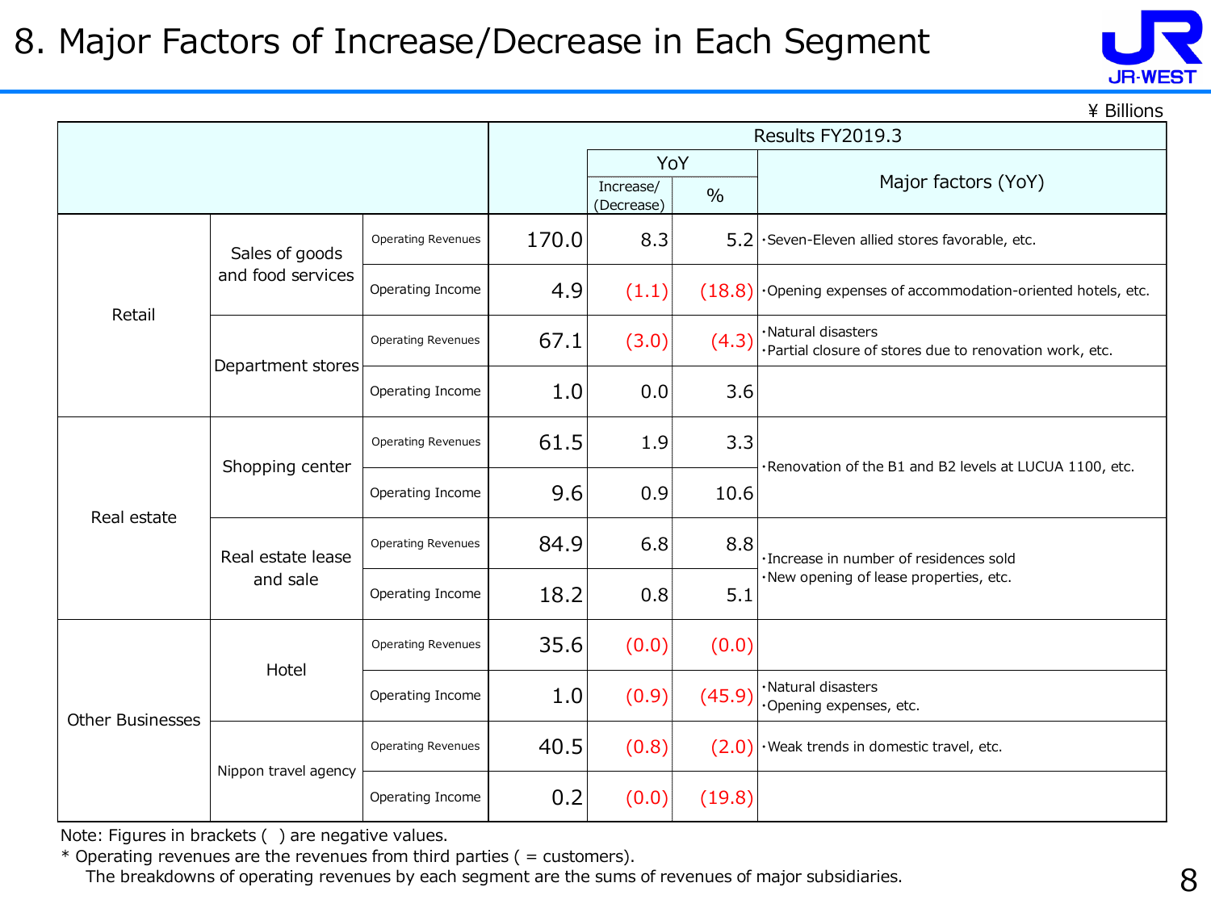# 8. Major Factors of Increase/Decrease in Each Segment

¥ Billions

| | | | Results FY2019.3 | | | |
|---|---|---|---|---|---|---|
| | | | | YoY | | Major factors (YoY) |
| | | | | Increase/ (Decrease) | % | |
| Retail | Sales of goods and food services | Operating Revenues | 170.0 | 8.3 | 5.2 | ・Seven-Eleven allied stores favorable, etc. |
| | | Operating Income | 4.9 | (1.1) | (18.8) | ・Opening expenses of accommodation-oriented hotels, etc. |
| | Department stores | Operating Revenues | 67.1 | (3.0) | (4.3) | ・Natural disasters<br>・Partial closure of stores due to renovation work, etc. |
| | | Operating Income | 1.0 | 0.0 | 3.6 | |
| Real estate | Shopping center | Operating Revenues | 61.5 | 1.9 | 3.3 | ・Renovation of the B1 and B2 levels at LUCUA 1100, etc. |
| | | Operating Income | 9.6 | 0.9 | 10.6 | |
| | Real estate lease and sale | Operating Revenues | 84.9 | 6.8 | 8.8 | ・Increase in number of residences sold<br>・New opening of lease properties, etc. |
| | | Operating Income | 18.2 | 0.8 | 5.1 | |
| Other Businesses | Hotel | Operating Revenues | 35.6 | (0.0) | (0.0) | |
| | | Operating Income | 1.0 | (0.9) | (45.9) | ・Natural disasters<br>・Opening expenses, etc. |
| | Nippon travel agency | Operating Revenues | 40.5 | (0.8) | (2.0) | ・Weak trends in domestic travel, etc. |
| | | Operating Income | 0.2 | (0.0) | (19.8) | |

Note: Figures in brackets ( ) are negative values.

* Operating revenues are the revenues from third parties ( = customers).
  The breakdowns of operating revenues by each segment are the sums of revenues of major subsidiaries.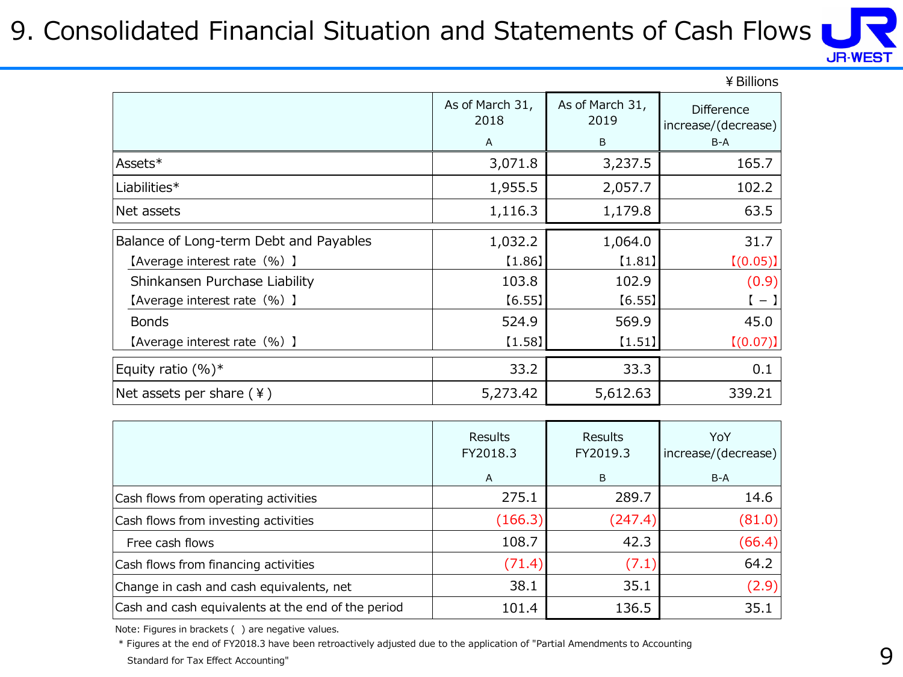# 9. Consolidated Financial Situation and Statements of Cash Flows

¥Billions

| | As of March 31, 2018<br>A | As of March 31, 2019<br>B | Difference increase/(decrease)<br>B-A |
|---|---|---|---|
| Assets* | 3,071.8 | 3,237.5 | 165.7 |
| Liabilities* | 1,955.5 | 2,057.7 | 102.2 |
| Net assets | 1,116.3 | 1,179.8 | 63.5 |
| Balance of Long-term Debt and Payables | 1,032.2 | 1,064.0 | 31.7 |
| 【Average interest rate（%）】 | 【1.86】 | 【1.81】 | 【(0.05)】 |
| Shinkansen Purchase Liability | 103.8 | 102.9 | (0.9) |
| 【Average interest rate（%）】 | 【6.55】 | 【6.55】 | 【 – 】 |
| Bonds | 524.9 | 569.9 | 45.0 |
| 【Average interest rate（%）】 | 【1.58】 | 【1.51】 | 【(0.07)】 |
| Equity ratio (%)* | 33.2 | 33.3 | 0.1 |
| Net assets per share (￥) | 5,273.42 | 5,612.63 | 339.21 |

| | Results FY2018.3<br>A | Results FY2019.3<br>B | YoY increase/(decrease)<br>B-A |
|---|---|---|---|
| Cash flows from operating activities | 275.1 | 289.7 | 14.6 |
| Cash flows from investing activities | (166.3) | (247.4) | (81.0) |
| Free cash flows | 108.7 | 42.3 | (66.4) |
| Cash flows from financing activities | (71.4) | (7.1) | 64.2 |
| Change in cash and cash equivalents, net | 38.1 | 35.1 | (2.9) |
| Cash and cash equivalents at the end of the period | 101.4 | 136.5 | 35.1 |

Note: Figures in brackets ( ) are negative values.

\* Figures at the end of FY2018.3 have been retroactively adjusted due to the application of "Partial Amendments to Accounting Standard for Tax Effect Accounting"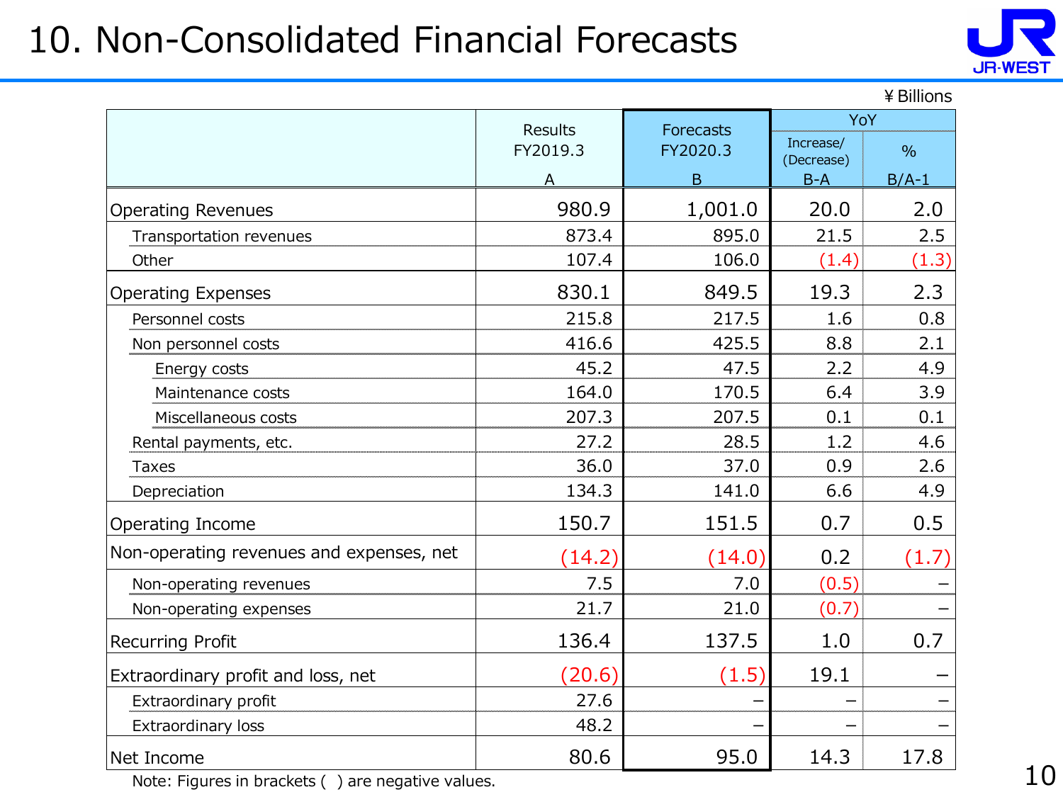# 10. Non-Consolidated Financial Forecasts

¥Billions

| | Results FY2019.3 A | Forecasts FY2020.3 B | YoY Increase/(Decrease) B-A | YoY % B/A-1 |
|---|---|---|---|---|
| Operating Revenues | 980.9 | 1,001.0 | 20.0 | 2.0 |
| Transportation revenues | 873.4 | 895.0 | 21.5 | 2.5 |
| Other | 107.4 | 106.0 | (1.4) | (1.3) |
| Operating Expenses | 830.1 | 849.5 | 19.3 | 2.3 |
| Personnel costs | 215.8 | 217.5 | 1.6 | 0.8 |
| Non personnel costs | 416.6 | 425.5 | 8.8 | 2.1 |
| Energy costs | 45.2 | 47.5 | 2.2 | 4.9 |
| Maintenance costs | 164.0 | 170.5 | 6.4 | 3.9 |
| Miscellaneous costs | 207.3 | 207.5 | 0.1 | 0.1 |
| Rental payments, etc. | 27.2 | 28.5 | 1.2 | 4.6 |
| Taxes | 36.0 | 37.0 | 0.9 | 2.6 |
| Depreciation | 134.3 | 141.0 | 6.6 | 4.9 |
| Operating Income | 150.7 | 151.5 | 0.7 | 0.5 |
| Non-operating revenues and expenses, net | (14.2) | (14.0) | 0.2 | (1.7) |
| Non-operating revenues | 7.5 | 7.0 | (0.5) | – |
| Non-operating expenses | 21.7 | 21.0 | (0.7) | – |
| Recurring Profit | 136.4 | 137.5 | 1.0 | 0.7 |
| Extraordinary profit and loss, net | (20.6) | (1.5) | 19.1 | – |
| Extraordinary profit | 27.6 | – | – | – |
| Extraordinary loss | 48.2 | – | – | – |
| Net Income | 80.6 | 95.0 | 14.3 | 17.8 |

Note: Figures in brackets ( ) are negative values.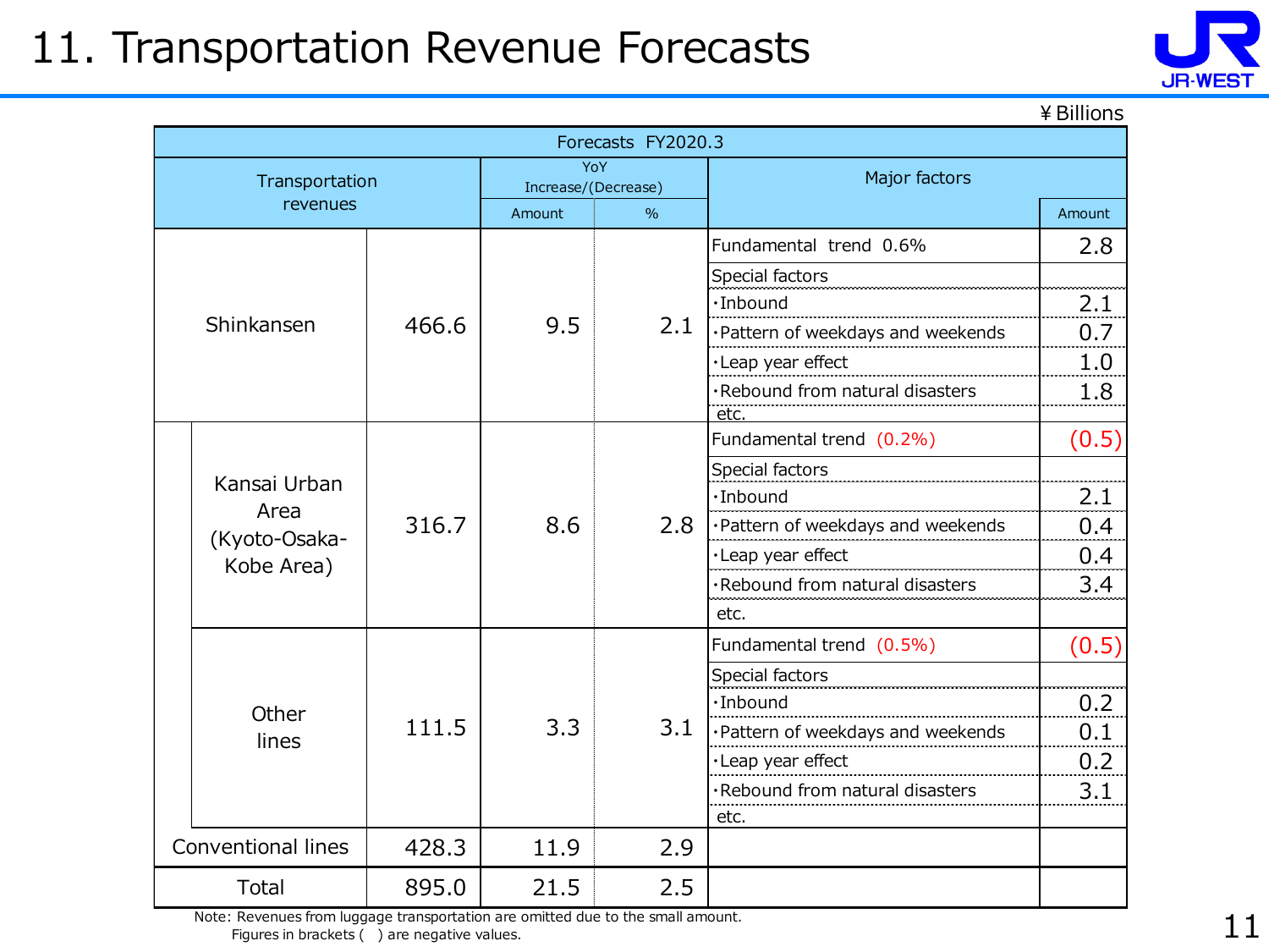# 11. Transportation Revenue Forecasts

¥Billions

| Forecasts FY2020.3 | | | | | | |
|---|---|---|---|---|---|---|
| Transportation revenues | | YoY Increase/(Decrease) | | Major factors | |
| | | Amount | % | | Amount |
| Shinkansen | 466.6 | 9.5 | 2.1 | Fundamental trend 0.6% | 2.8 |
| | | | | Special factors | |
| | | | | ・Inbound | 2.1 |
| | | | | ・Pattern of weekdays and weekends | 0.7 |
| | | | | ・Leap year effect | 1.0 |
| | | | | ・Rebound from natural disasters | 1.8 |
| | | | | etc. | |
| Kansai Urban Area (Kyoto-Osaka-Kobe Area) | 316.7 | 8.6 | 2.8 | Fundamental trend (0.2%) | (0.5) |
| | | | | Special factors | |
| | | | | ・Inbound | 2.1 |
| | | | | ・Pattern of weekdays and weekends | 0.4 |
| | | | | ・Leap year effect | 0.4 |
| | | | | ・Rebound from natural disasters | 3.4 |
| | | | | etc. | |
| Other lines | 111.5 | 3.3 | 3.1 | Fundamental trend (0.5%) | (0.5) |
| | | | | Special factors | |
| | | | | ・Inbound | 0.2 |
| | | | | ・Pattern of weekdays and weekends | 0.1 |
| | | | | ・Leap year effect | 0.2 |
| | | | | ・Rebound from natural disasters | 3.1 |
| | | | | etc. | |
| Conventional lines | 428.3 | 11.9 | 2.9 | | |
| Total | 895.0 | 21.5 | 2.5 | | |

Note: Revenues from luggage transportation are omitted due to the small amount.
Figures in brackets ( ) are negative values.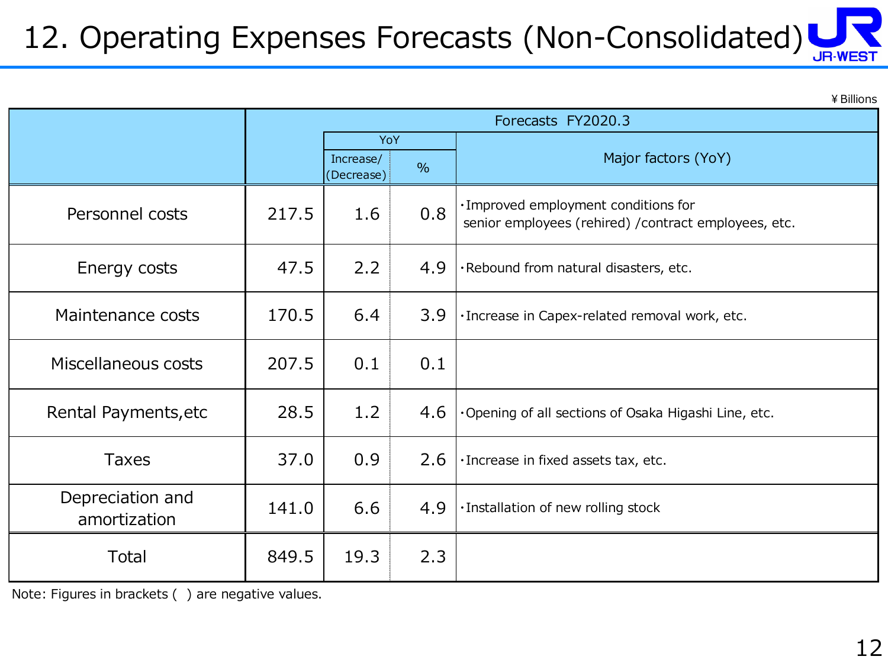# 12. Operating Expenses Forecasts (Non-Consolidated)

¥Billions

| | Forecasts FY2020.3 | | | |
|---|---|---|---|---|
| | | YoY | | Major factors (YoY) |
| | | Increase/ (Decrease) | % | |
| Personnel costs | 217.5 | 1.6 | 0.8 | ・Improved employment conditions for senior employees (rehired) /contract employees, etc. |
| Energy costs | 47.5 | 2.2 | 4.9 | ・Rebound from natural disasters, etc. |
| Maintenance costs | 170.5 | 6.4 | 3.9 | ・Increase in Capex-related removal work, etc. |
| Miscellaneous costs | 207.5 | 0.1 | 0.1 | |
| Rental Payments,etc | 28.5 | 1.2 | 4.6 | ・Opening of all sections of Osaka Higashi Line, etc. |
| Taxes | 37.0 | 0.9 | 2.6 | ・Increase in fixed assets tax, etc. |
| Depreciation and amortization | 141.0 | 6.6 | 4.9 | ・Installation of new rolling stock |
| Total | 849.5 | 19.3 | 2.3 | |

Note: Figures in brackets ( ) are negative values.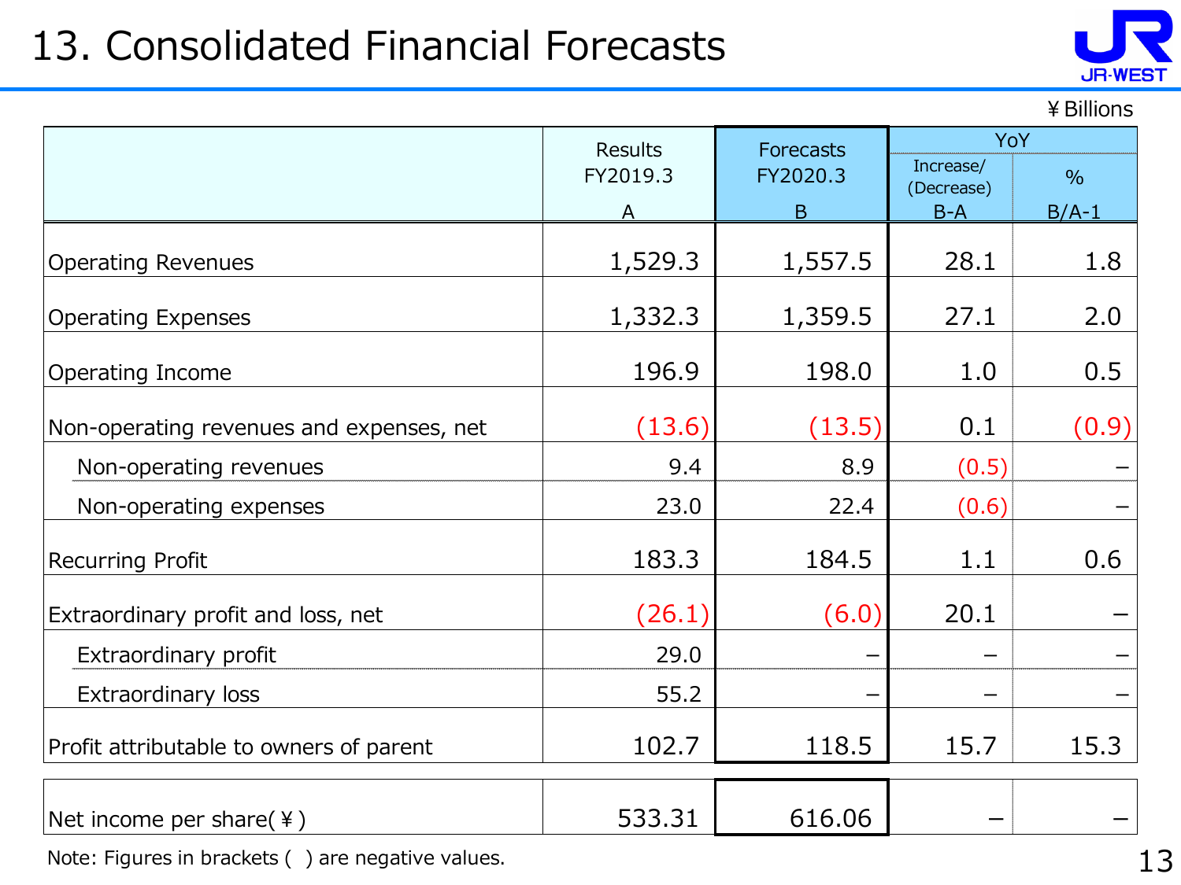# 13. Consolidated Financial Forecasts

¥Billions

| | Results FY2019.3 A | Forecasts FY2020.3 B | YoY Increase/(Decrease) B-A | YoY % B/A-1 |
|---|---|---|---|---|
| Operating Revenues | 1,529.3 | 1,557.5 | 28.1 | 1.8 |
| Operating Expenses | 1,332.3 | 1,359.5 | 27.1 | 2.0 |
| Operating Income | 196.9 | 198.0 | 1.0 | 0.5 |
| Non-operating revenues and expenses, net | (13.6) | (13.5) | 0.1 | (0.9) |
| Non-operating revenues | 9.4 | 8.9 | (0.5) | – |
| Non-operating expenses | 23.0 | 22.4 | (0.6) | – |
| Recurring Profit | 183.3 | 184.5 | 1.1 | 0.6 |
| Extraordinary profit and loss, net | (26.1) | (6.0) | 20.1 | – |
| Extraordinary profit | 29.0 | – | – | – |
| Extraordinary loss | 55.2 | – | – | – |
| Profit attributable to owners of parent | 102.7 | 118.5 | 15.7 | 15.3 |
| Net income per share(¥) | 533.31 | 616.06 | – | – |

Note: Figures in brackets ( ) are negative values.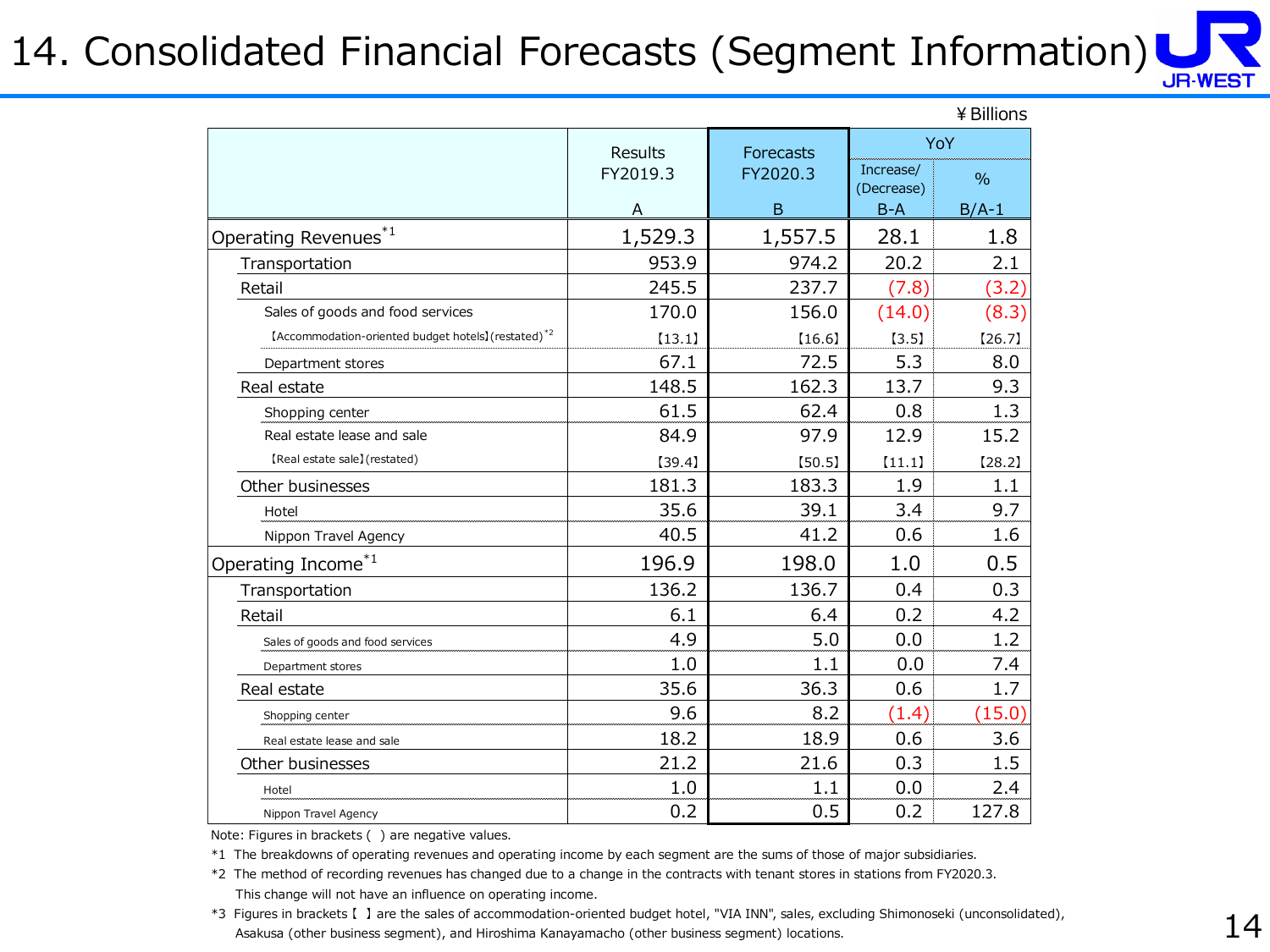# 14. Consolidated Financial Forecasts (Segment Information)

¥ Billions

| | Results FY2019.3 A | Forecasts FY2020.3 B | YoY Increase/(Decrease) B-A | YoY % B/A-1 |
|---|---|---|---|---|
| Operating Revenues*1 | 1,529.3 | 1,557.5 | 28.1 | 1.8 |
| Transportation | 953.9 | 974.2 | 20.2 | 2.1 |
| Retail | 245.5 | 237.7 | (7.8) | (3.2) |
| Sales of goods and food services | 170.0 | 156.0 | (14.0) | (8.3) |
| 【Accommodation-oriented budget hotels】(restated)*2 | 【13.1】 | 【16.6】 | 【3.5】 | 【26.7】 |
| Department stores | 67.1 | 72.5 | 5.3 | 8.0 |
| Real estate | 148.5 | 162.3 | 13.7 | 9.3 |
| Shopping center | 61.5 | 62.4 | 0.8 | 1.3 |
| Real estate lease and sale | 84.9 | 97.9 | 12.9 | 15.2 |
| 【Real estate sale】(restated) | 【39.4】 | 【50.5】 | 【11.1】 | 【28.2】 |
| Other businesses | 181.3 | 183.3 | 1.9 | 1.1 |
| Hotel | 35.6 | 39.1 | 3.4 | 9.7 |
| Nippon Travel Agency | 40.5 | 41.2 | 0.6 | 1.6 |
| Operating Income*1 | 196.9 | 198.0 | 1.0 | 0.5 |
| Transportation | 136.2 | 136.7 | 0.4 | 0.3 |
| Retail | 6.1 | 6.4 | 0.2 | 4.2 |
| Sales of goods and food services | 4.9 | 5.0 | 0.0 | 1.2 |
| Department stores | 1.0 | 1.1 | 0.0 | 7.4 |
| Real estate | 35.6 | 36.3 | 0.6 | 1.7 |
| Shopping center | 9.6 | 8.2 | (1.4) | (15.0) |
| Real estate lease and sale | 18.2 | 18.9 | 0.6 | 3.6 |
| Other businesses | 21.2 | 21.6 | 0.3 | 1.5 |
| Hotel | 1.0 | 1.1 | 0.0 | 2.4 |
| Nippon Travel Agency | 0.2 | 0.5 | 0.2 | 127.8 |

Note: Figures in brackets ( ) are negative values.

*1 The breakdowns of operating revenues and operating income by each segment are the sums of those of major subsidiaries.

*2 The method of recording revenues has changed due to a change in the contracts with tenant stores in stations from FY2020.3. This change will not have an influence on operating income.

*3 Figures in brackets【 】are the sales of accommodation-oriented budget hotel, "VIA INN", sales, excluding Shimonoseki (unconsolidated), Asakusa (other business segment), and Hiroshima Kanayamacho (other business segment) locations.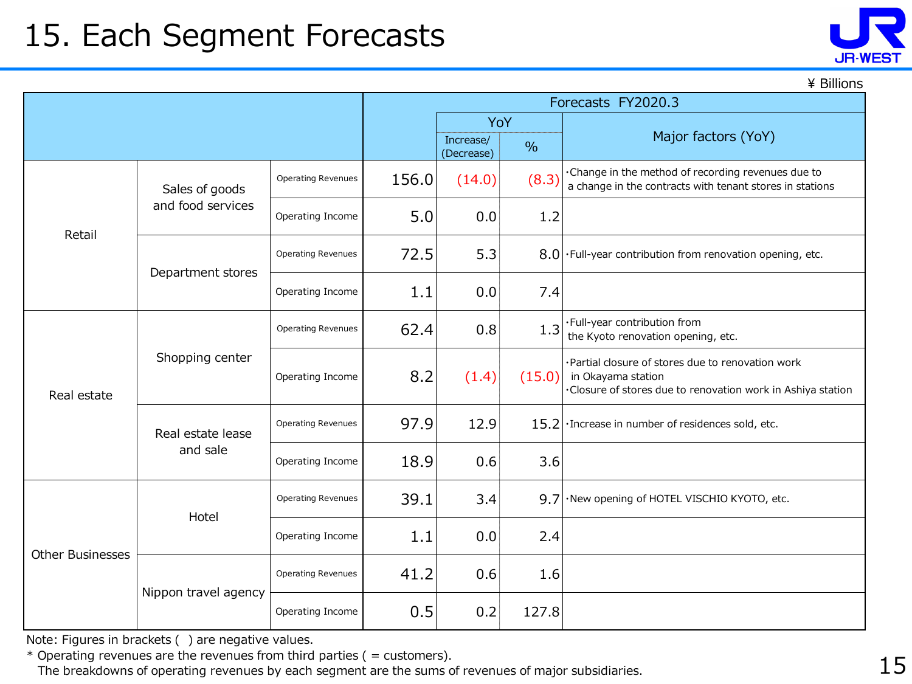# 15. Each Segment Forecasts

¥ Billions

| | | | Forecasts FY2020.3 | | | |
|---|---|---|---|---|---|---|
| | | | | YoY | | Major factors (YoY) |
| | | | | Increase/(Decrease) | % | |
| Retail | Sales of goods and food services | Operating Revenues | 156.0 | (14.0) | (8.3) | ･Change in the method of recording revenues due to a change in the contracts with tenant stores in stations |
| | | Operating Income | 5.0 | 0.0 | 1.2 | |
| | Department stores | Operating Revenues | 72.5 | 5.3 | 8.0 | ･Full-year contribution from renovation opening, etc. |
| | | Operating Income | 1.1 | 0.0 | 7.4 | |
| Real estate | Shopping center | Operating Revenues | 62.4 | 0.8 | 1.3 | ･Full-year contribution from the Kyoto renovation opening, etc. |
| | | Operating Income | 8.2 | (1.4) | (15.0) | ･Partial closure of stores due to renovation work in Okayama station<br>･Closure of stores due to renovation work in Ashiya station |
| | Real estate lease and sale | Operating Revenues | 97.9 | 12.9 | 15.2 | ･Increase in number of residences sold, etc. |
| | | Operating Income | 18.9 | 0.6 | 3.6 | |
| Other Businesses | Hotel | Operating Revenues | 39.1 | 3.4 | 9.7 | ･New opening of HOTEL VISCHIO KYOTO, etc. |
| | | Operating Income | 1.1 | 0.0 | 2.4 | |
| | Nippon travel agency | Operating Revenues | 41.2 | 0.6 | 1.6 | |
| | | Operating Income | 0.5 | 0.2 | 127.8 | |

Note: Figures in brackets ( ) are negative values.

* Operating revenues are the revenues from third parties ( = customers).
  The breakdowns of operating revenues by each segment are the sums of revenues of major subsidiaries.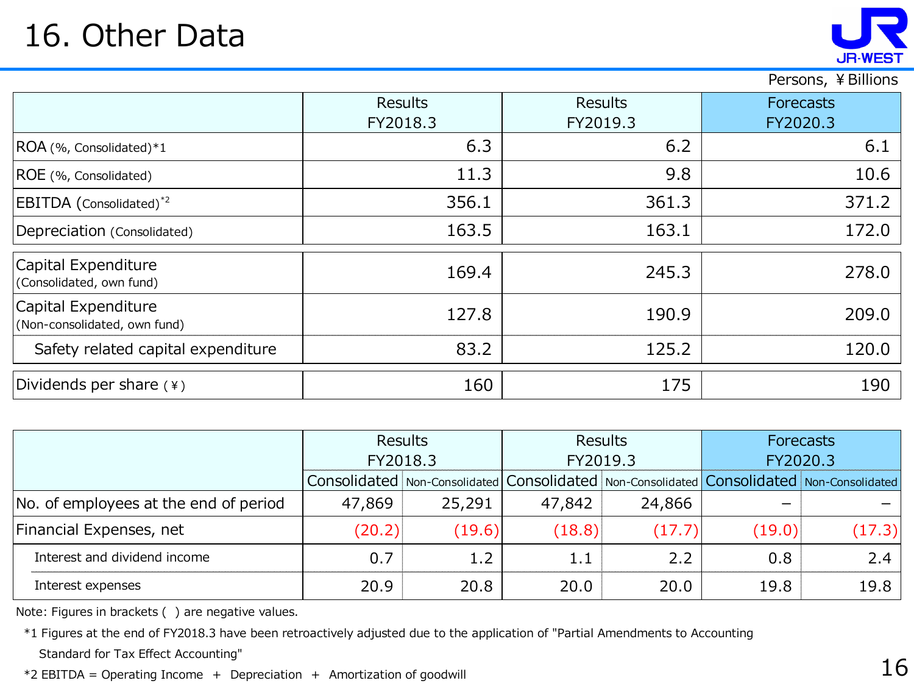# 16. Other Data

Persons, ¥Billions

| | Results FY2018.3 | Results FY2019.3 | Forecasts FY2020.3 |
|---|---|---|---|
| ROA (%, Consolidated)*1 | 6.3 | 6.2 | 6.1 |
| ROE (%, Consolidated) | 11.3 | 9.8 | 10.6 |
| EBITDA (Consolidated)*2 | 356.1 | 361.3 | 371.2 |
| Depreciation (Consolidated) | 163.5 | 163.1 | 172.0 |
| Capital Expenditure (Consolidated, own fund) | 169.4 | 245.3 | 278.0 |
| Capital Expenditure (Non-consolidated, own fund) | 127.8 | 190.9 | 209.0 |
| Safety related capital expenditure | 83.2 | 125.2 | 120.0 |
| Dividends per share (¥) | 160 | 175 | 190 |

| | Results FY2018.3 | | Results FY2019.3 | | Forecasts FY2020.3 | |
|---|---|---|---|---|---|---|
| | Consolidated | Non-Consolidated | Consolidated | Non-Consolidated | Consolidated | Non-Consolidated |
| No. of employees at the end of period | 47,869 | 25,291 | 47,842 | 24,866 | − | − |
| Financial Expenses, net | (20.2) | (19.6) | (18.8) | (17.7) | (19.0) | (17.3) |
| Interest and dividend income | 0.7 | 1.2 | 1.1 | 2.2 | 0.8 | 2.4 |
| Interest expenses | 20.9 | 20.8 | 20.0 | 20.0 | 19.8 | 19.8 |

Note: Figures in brackets ( ) are negative values.

*1 Figures at the end of FY2018.3 have been retroactively adjusted due to the application of "Partial Amendments to Accounting Standard for Tax Effect Accounting"

*2 EBITDA = Operating Income ＋ Depreciation ＋ Amortization of goodwill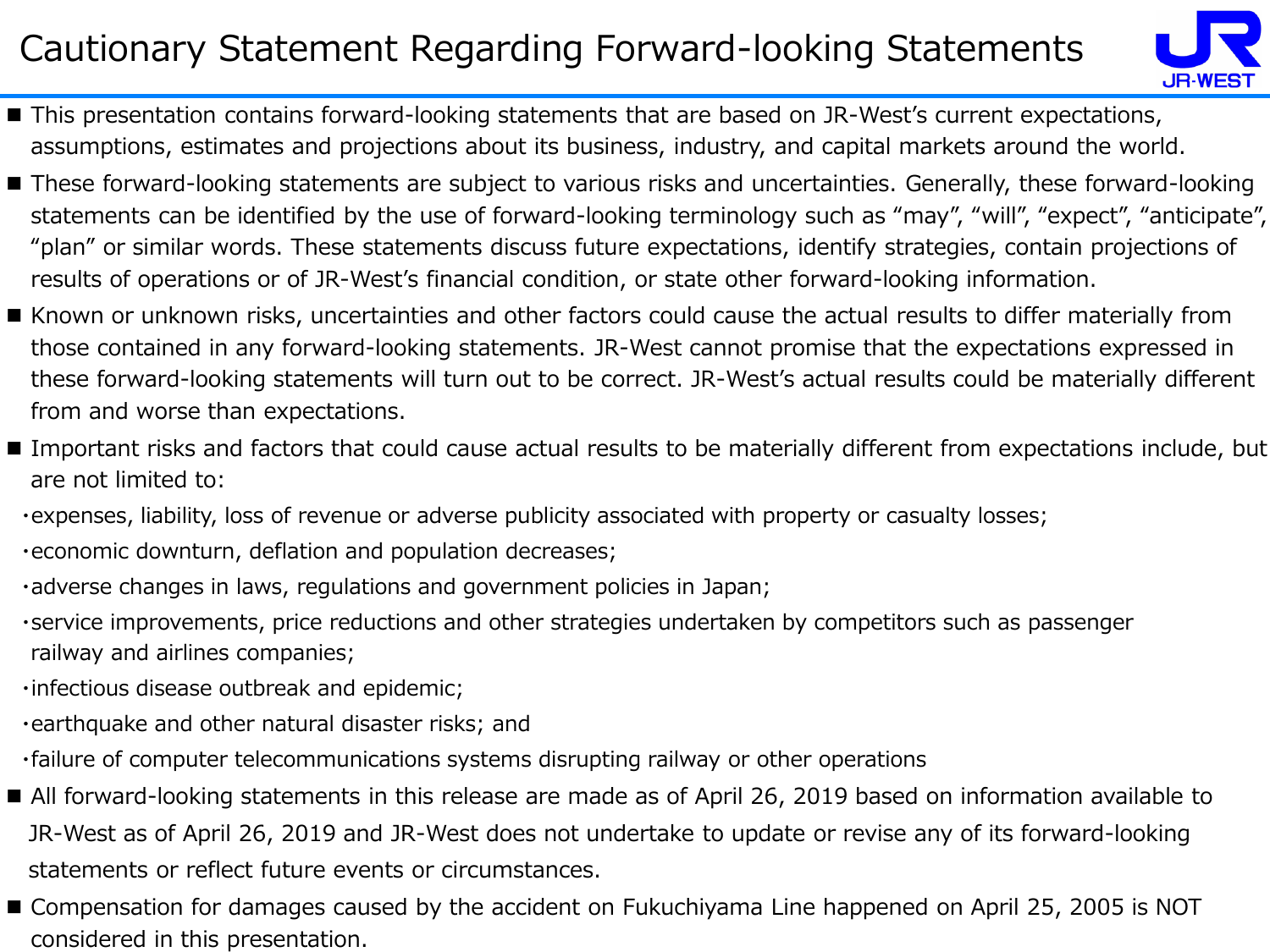# Cautionary Statement Regarding Forward-looking Statements

JR-WEST

- This presentation contains forward-looking statements that are based on JR-West's current expectations, assumptions, estimates and projections about its business, industry, and capital markets around the world.
- These forward-looking statements are subject to various risks and uncertainties. Generally, these forward-looking statements can be identified by the use of forward-looking terminology such as "may", "will", "expect", "anticipate", "plan" or similar words. These statements discuss future expectations, identify strategies, contain projections of results of operations or of JR-West's financial condition, or state other forward-looking information.
- Known or unknown risks, uncertainties and other factors could cause the actual results to differ materially from those contained in any forward-looking statements. JR-West cannot promise that the expectations expressed in these forward-looking statements will turn out to be correct. JR-West's actual results could be materially different from and worse than expectations.
- Important risks and factors that could cause actual results to be materially different from expectations include, but are not limited to:
  - expenses, liability, loss of revenue or adverse publicity associated with property or casualty losses;
  - economic downturn, deflation and population decreases;
  - adverse changes in laws, regulations and government policies in Japan;
  - service improvements, price reductions and other strategies undertaken by competitors such as passenger railway and airlines companies;
  - infectious disease outbreak and epidemic;
  - earthquake and other natural disaster risks; and
  - failure of computer telecommunications systems disrupting railway or other operations
- All forward-looking statements in this release are made as of April 26, 2019 based on information available to JR-West as of April 26, 2019 and JR-West does not undertake to update or revise any of its forward-looking statements or reflect future events or circumstances.
- Compensation for damages caused by the accident on Fukuchiyama Line happened on April 25, 2005 is NOT considered in this presentation.